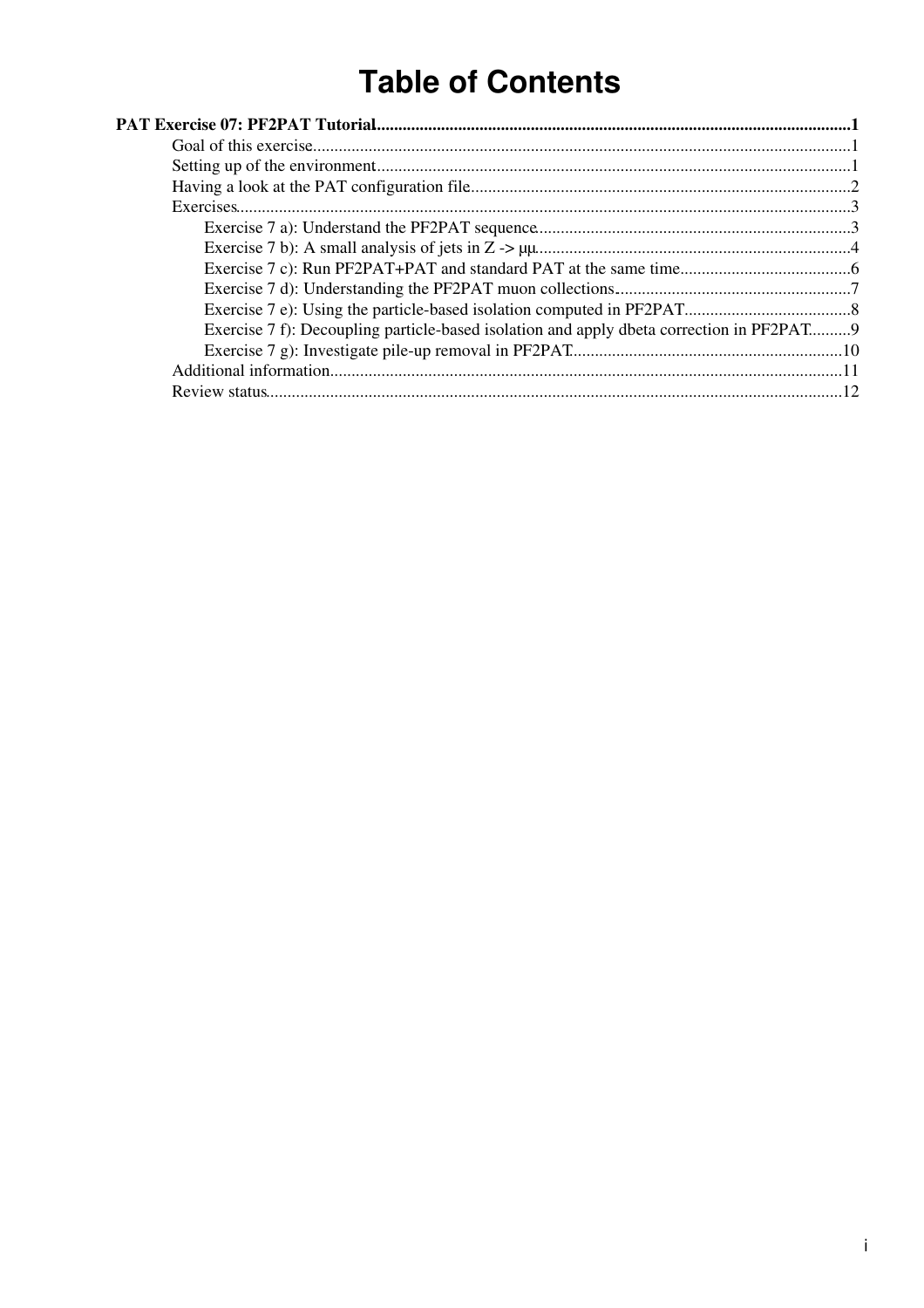# Table of Contents

**PAT Exercise 07: PF2PAT Tutorial** ..... 1

- Goal of this exercise ..... 1
- Setting up of the environment ..... 1
- Having a look at the PAT configuration file ..... 2
- Exercises ..... 3
  - Exercise 7 a): Understand the PF2PAT sequence ..... 3
  - Exercise 7 b): A small analysis of jets in Z -> μμ ..... 4
  - Exercise 7 c): Run PF2PAT+PAT and standard PAT at the same time ..... 6
  - Exercise 7 d): Understanding the PF2PAT muon collections ..... 7
  - Exercise 7 e): Using the particle-based isolation computed in PF2PAT ..... 8
  - Exercise 7 f): Decoupling particle-based isolation and apply dbeta correction in PF2PAT ..... 9
  - Exercise 7 g): Investigate pile-up removal in PF2PAT ..... 10
- Additional information ..... 11
- Review status ..... 12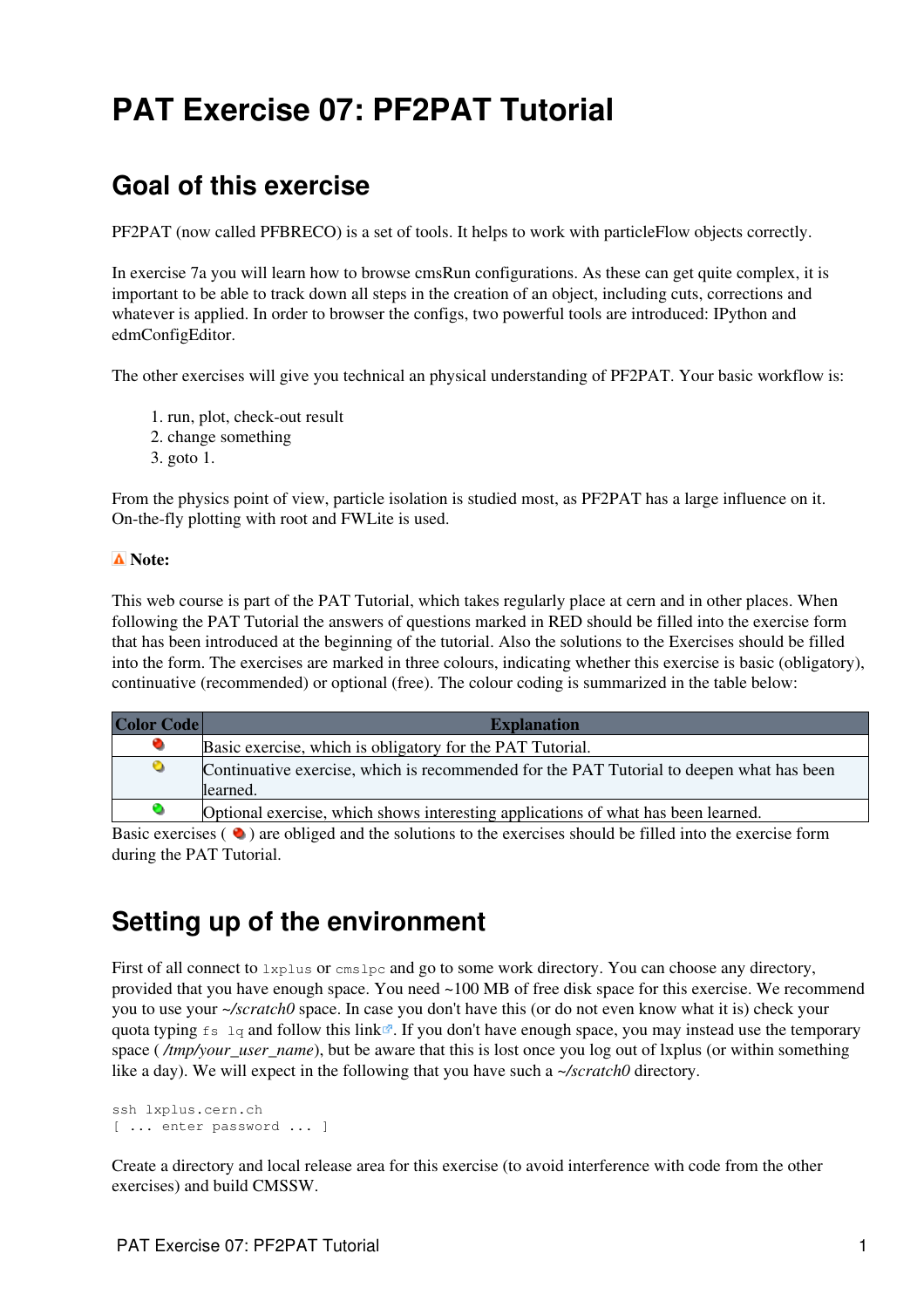# PAT Exercise 07: PF2PAT Tutorial

## Goal of this exercise

PF2PAT (now called PFBRECO) is a set of tools. It helps to work with particleFlow objects correctly.

In exercise 7a you will learn how to browse cmsRun configurations. As these can get quite complex, it is important to be able to track down all steps in the creation of an object, including cuts, corrections and whatever is applied. In order to browser the configs, two powerful tools are introduced: IPython and edmConfigEditor.

The other exercises will give you technical an physical understanding of PF2PAT. Your basic workflow is:

1. run, plot, check-out result
2. change something
3. goto 1.

From the physics point of view, particle isolation is studied most, as PF2PAT has a large influence on it. On-the-fly plotting with root and FWLite is used.

**Note:**

This web course is part of the PAT Tutorial, which takes regularly place at cern and in other places. When following the PAT Tutorial the answers of questions marked in RED should be filled into the exercise form that has been introduced at the beginning of the tutorial. Also the solutions to the Exercises should be filled into the form. The exercises are marked in three colours, indicating whether this exercise is basic (obligatory), continuative (recommended) or optional (free). The colour coding is summarized in the table below:

| Color Code | Explanation |
|---|---|
| 🔴 | Basic exercise, which is obligatory for the PAT Tutorial. |
| 🟡 | Continuative exercise, which is recommended for the PAT Tutorial to deepen what has been learned. |
| 🟢 | Optional exercise, which shows interesting applications of what has been learned. |

Basic exercises ( 🔴 ) are obliged and the solutions to the exercises should be filled into the exercise form during the PAT Tutorial.

## Setting up of the environment

First of all connect to `lxplus` or `cmslpc` and go to some work directory. You can choose any directory, provided that you have enough space. You need ~100 MB of free disk space for this exercise. We recommend you to use your *~/scratch0* space. In case you don't have this (or do not even know what it is) check your quota typing `fs lq` and follow this link. If you don't have enough space, you may instead use the temporary space ( */tmp/your_user_name*), but be aware that this is lost once you log out of lxplus (or within something like a day). We will expect in the following that you have such a *~/scratch0* directory.

```
ssh lxplus.cern.ch
[ ... enter password ... ]
```

Create a directory and local release area for this exercise (to avoid interference with code from the other exercises) and build CMSSW.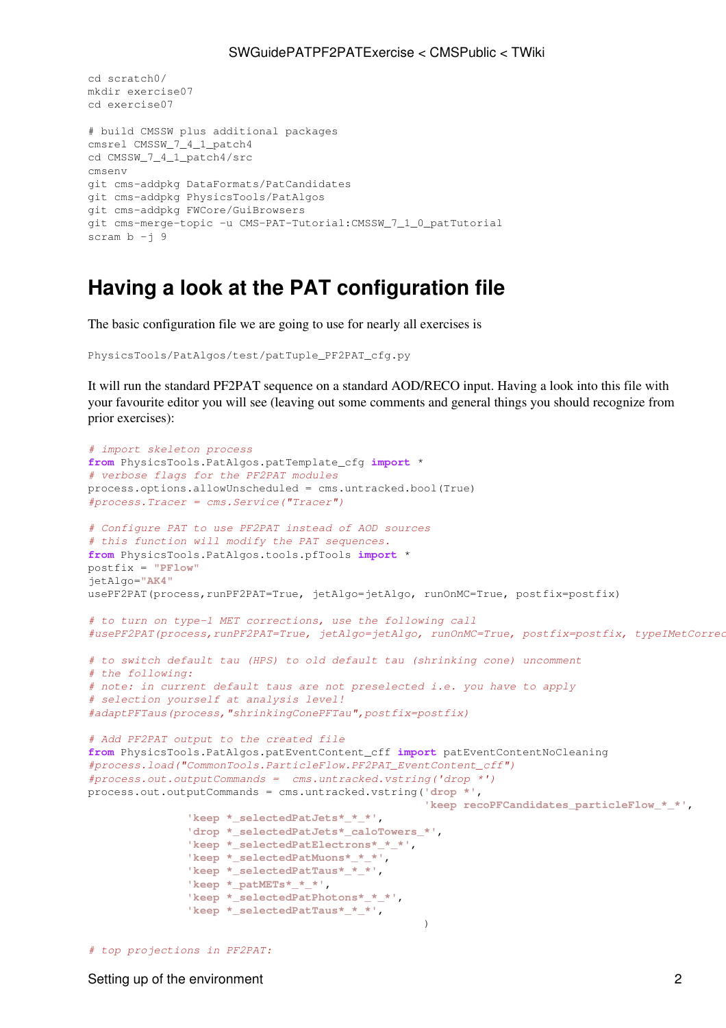```
cd scratch0/
mkdir exercise07
cd exercise07

# build CMSSW plus additional packages
cmsrel CMSSW_7_4_1_patch4
cd CMSSW_7_4_1_patch4/src
cmsenv
git cms-addpkg DataFormats/PatCandidates
git cms-addpkg PhysicsTools/PatAlgos
git cms-addpkg FWCore/GuiBrowsers
git cms-merge-topic -u CMS-PAT-Tutorial:CMSSW_7_1_0_patTutorial
scram b -j 9
```

## Having a look at the PAT configuration file

The basic configuration file we are going to use for nearly all exercises is

```
PhysicsTools/PatAlgos/test/patTuple_PF2PAT_cfg.py
```

It will run the standard PF2PAT sequence on a standard AOD/RECO input. Having a look into this file with your favourite editor you will see (leaving out some comments and general things you should recognize from prior exercises):

```
# import skeleton process
from PhysicsTools.PatAlgos.patTemplate_cfg import *
# verbose flags for the PF2PAT modules
process.options.allowUnscheduled = cms.untracked.bool(True)
#process.Tracer = cms.Service("Tracer")

# Configure PAT to use PF2PAT instead of AOD sources
# this function will modify the PAT sequences.
from PhysicsTools.PatAlgos.tools.pfTools import *
postfix = "PFlow"
jetAlgo="AK4"
usePF2PAT(process,runPF2PAT=True, jetAlgo=jetAlgo, runOnMC=True, postfix=postfix)

# to turn on type-1 MET corrections, use the following call
#usePF2PAT(process,runPF2PAT=True, jetAlgo=jetAlgo, runOnMC=True, postfix=postfix, typeIMetCorrec

# to switch default tau (HPS) to old default tau (shrinking cone) uncomment
# the following:
# note: in current default taus are not preselected i.e. you have to apply
# selection yourself at analysis level!
#adaptPFTaus(process,"shrinkingConePFTau",postfix=postfix)

# Add PF2PAT output to the created file
from PhysicsTools.PatAlgos.patEventContent_cff import patEventContentNoCleaning
#process.load("CommonTools.ParticleFlow.PF2PAT_EventContent_cff")
#process.out.outputCommands =  cms.untracked.vstring('drop *')
process.out.outputCommands = cms.untracked.vstring('drop *',
                                                   'keep recoPFCandidates_particleFlow_*_*',
               'keep *_selectedPatJets*_*_*',
               'drop *_selectedPatJets*_caloTowers_*',
               'keep *_selectedPatElectrons*_*_*',
               'keep *_selectedPatMuons*_*_*',
               'keep *_selectedPatTaus*_*_*',
               'keep *_patMETs*_*_*',
               'keep *_selectedPatPhotons*_*_*',
               'keep *_selectedPatTaus*_*_*',
                                                   )

# top projections in PF2PAT:
```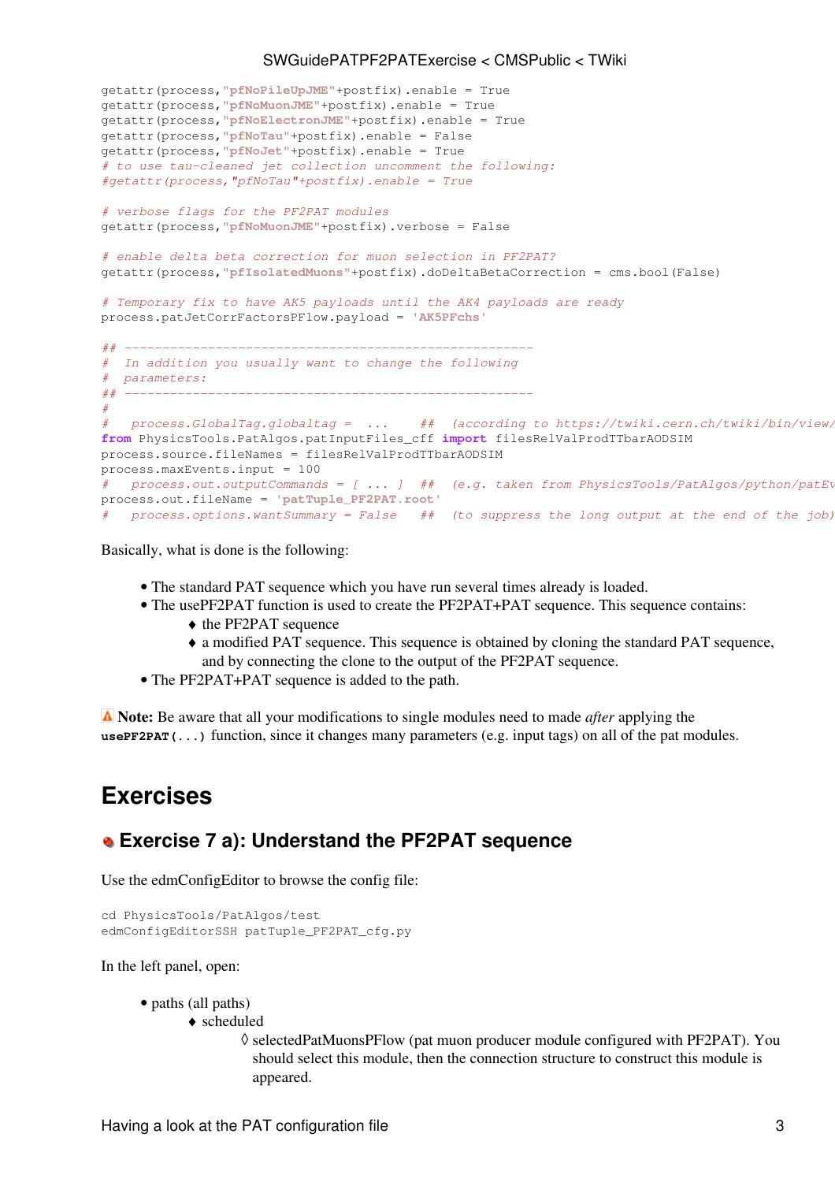```
getattr(process,"pfNoPileUpJME"+postfix).enable = True
getattr(process,"pfNoMuonJME"+postfix).enable = True
getattr(process,"pfNoElectronJME"+postfix).enable = True
getattr(process,"pfNoTau"+postfix).enable = False
getattr(process,"pfNoJet"+postfix).enable = True
# to use tau-cleaned jet collection uncomment the following:
#getattr(process,"pfNoTau"+postfix).enable = True

# verbose flags for the PF2PAT modules
getattr(process,"pfNoMuonJME"+postfix).verbose = False

# enable delta beta correction for muon selection in PF2PAT?
getattr(process,"pfIsolatedMuons"+postfix).doDeltaBetaCorrection = cms.bool(False)

# Temporary fix to have AK5 payloads until the AK4 payloads are ready
process.patJetCorrFactorsPFlow.payload = 'AK5PFchs'

## ------------------------------------------------------
#  In addition you usually want to change the following
#  parameters:
## ------------------------------------------------------
#
#   process.GlobalTag.globaltag =  ...    ##  (according to https://twiki.cern.ch/twiki/bin/view/
from PhysicsTools.PatAlgos.patInputFiles_cff import filesRelValProdTTbarAODSIM
process.source.fileNames = filesRelValProdTTbarAODSIM
process.maxEvents.input = 100
#   process.out.outputCommands = [ ... ]  ##  (e.g. taken from PhysicsTools/PatAlgos/python/patEv
process.out.fileName = 'patTuple_PF2PAT.root'
#   process.options.wantSummary = False   ##  (to suppress the long output at the end of the job)
```

Basically, what is done is the following:

- The standard PAT sequence which you have run several times already is loaded.
- The usePF2PAT function is used to create the PF2PAT+PAT sequence. This sequence contains:
  - the PF2PAT sequence
  - a modified PAT sequence. This sequence is obtained by cloning the standard PAT sequence, and by connecting the clone to the output of the PF2PAT sequence.
- The PF2PAT+PAT sequence is added to the path.

**Note:** Be aware that all your modifications to single modules need to made *after* applying the **`usePF2PAT(...)`** function, since it changes many parameters (e.g. input tags) on all of the pat modules.

# Exercises

## Exercise 7 a): Understand the PF2PAT sequence

Use the edmConfigEditor to browse the config file:

```
cd PhysicsTools/PatAlgos/test
edmConfigEditorSSH patTuple_PF2PAT_cfg.py
```

In the left panel, open:

- paths (all paths)
  - scheduled
    - selectedPatMuonsPFlow (pat muon producer module configured with PF2PAT). You should select this module, then the connection structure to construct this module is appeared.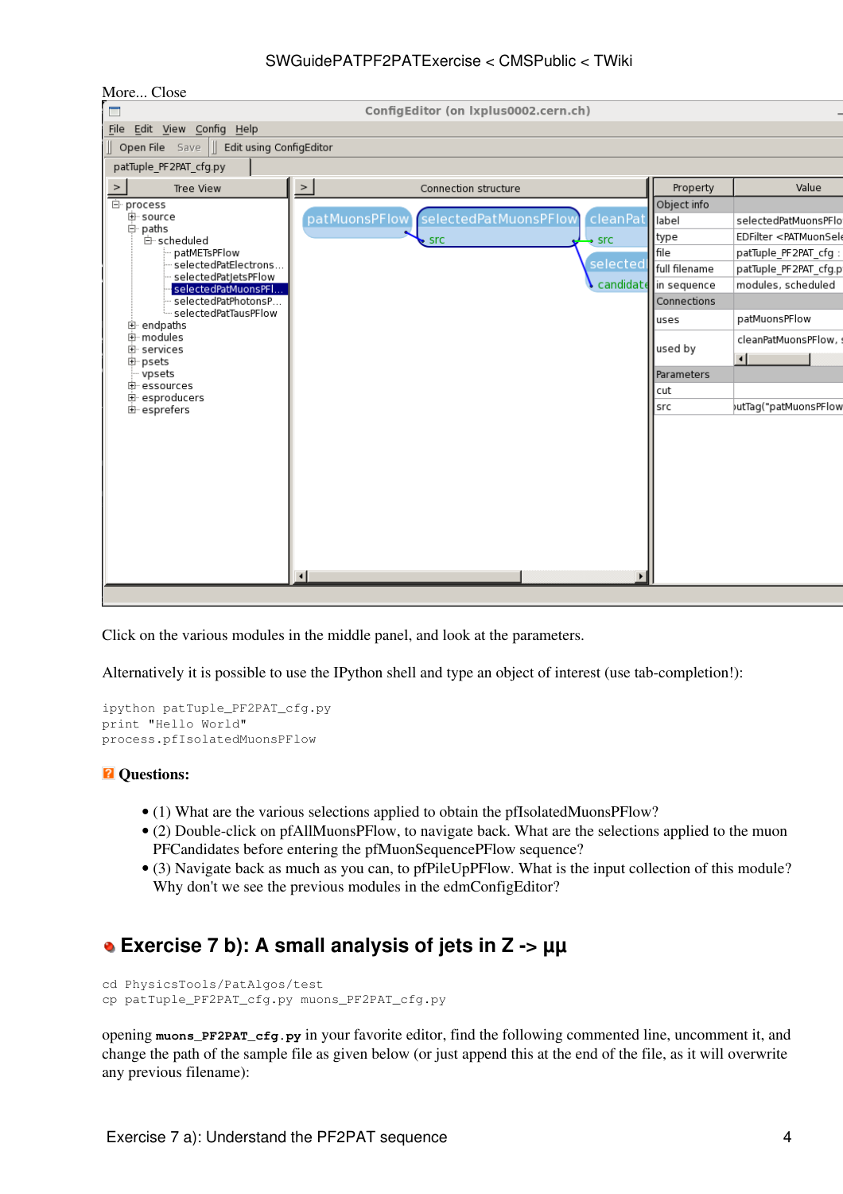More... Close

Click on the various modules in the middle panel, and look at the parameters.

Alternatively it is possible to use the IPython shell and type an object of interest (use tab-completion!):

```
ipython patTuple_PF2PAT_cfg.py
print "Hello World"
process.pfIsolatedMuonsPFlow
```

**Questions:**

- (1) What are the various selections applied to obtain the pfIsolatedMuonsPFlow?
- (2) Double-click on pfAllMuonsPFlow, to navigate back. What are the selections applied to the muon PFCandidates before entering the pfMuonSequencePFlow sequence?
- (3) Navigate back as much as you can, to pfPileUpPFlow. What is the input collection of this module? Why don't we see the previous modules in the edmConfigEditor?

## Exercise 7 b): A small analysis of jets in Z -> μμ

```
cd PhysicsTools/PatAlgos/test
cp patTuple_PF2PAT_cfg.py muons_PF2PAT_cfg.py
```

opening **`muons_PF2PAT_cfg.py`** in your favorite editor, find the following commented line, uncomment it, and change the path of the sample file as given below (or just append this at the end of the file, as it will overwrite any previous filename):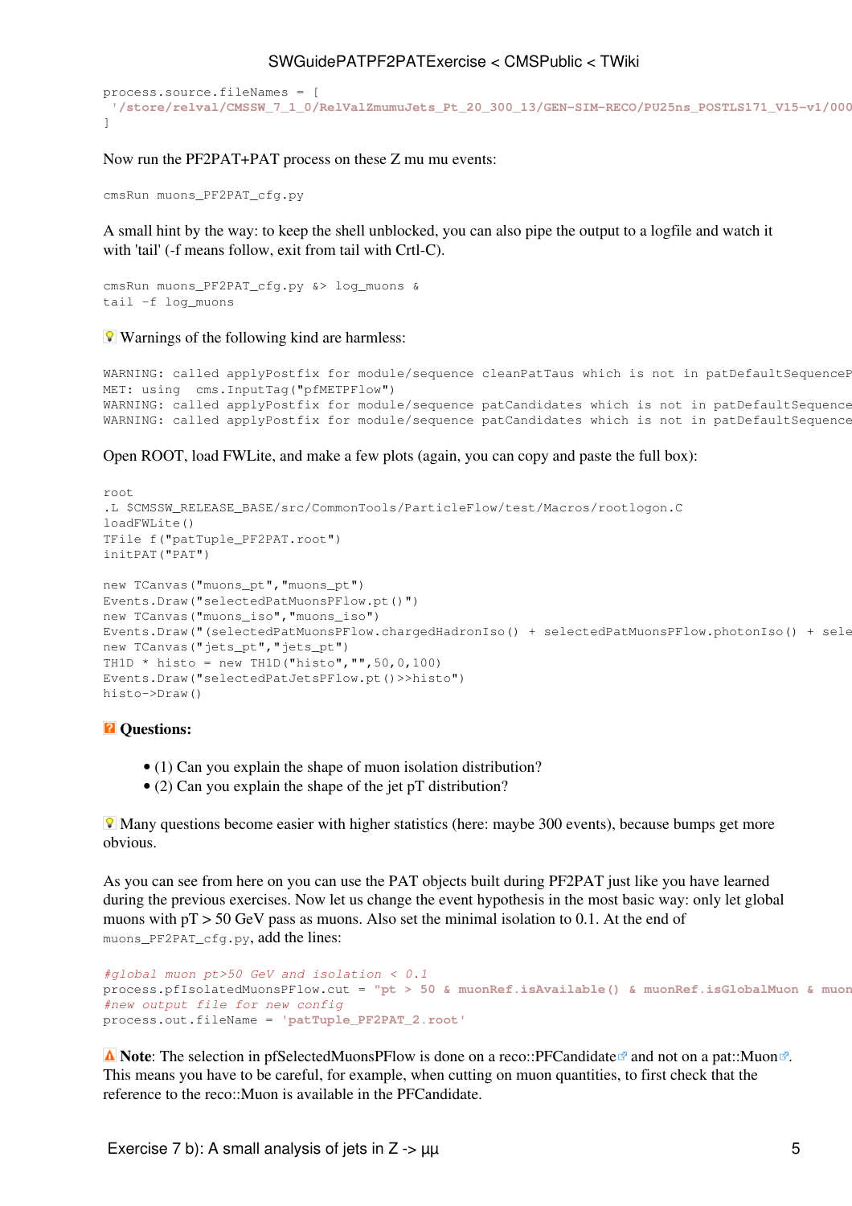```
process.source.fileNames = [
 '/store/relval/CMSSW_7_1_0/RelValZmumuJets_Pt_20_300_13/GEN-SIM-RECO/PU25ns_POSTLS171_V15-v1/000
]
```

Now run the PF2PAT+PAT process on these Z mu mu events:

```
cmsRun muons_PF2PAT_cfg.py
```

A small hint by the way: to keep the shell unblocked, you can also pipe the output to a logfile and watch it with 'tail' (-f means follow, exit from tail with Crtl-C).

```
cmsRun muons_PF2PAT_cfg.py &> log_muons &
tail -f log_muons
```

Warnings of the following kind are harmless:

```
WARNING: called applyPostfix for module/sequence cleanPatTaus which is not in patDefaultSequenceP
MET: using  cms.InputTag("pfMETPFlow")
WARNING: called applyPostfix for module/sequence patCandidates which is not in patDefaultSequence
WARNING: called applyPostfix for module/sequence patCandidates which is not in patDefaultSequence
```

Open ROOT, load FWLite, and make a few plots (again, you can copy and paste the full box):

```
root
.L $CMSSW_RELEASE_BASE/src/CommonTools/ParticleFlow/test/Macros/rootlogon.C
loadFWLite()
TFile f("patTuple_PF2PAT.root")
initPAT("PAT")

new TCanvas("muons_pt","muons_pt")
Events.Draw("selectedPatMuonsPFlow.pt()")
new TCanvas("muons_iso","muons_iso")
Events.Draw("(selectedPatMuonsPFlow.chargedHadronIso() + selectedPatMuonsPFlow.photonIso() + sele
new TCanvas("jets_pt","jets_pt")
TH1D * histo = new TH1D("histo","",50,0,100)
Events.Draw("selectedPatJetsPFlow.pt()>>histo")
histo->Draw()
```

**Questions:**

- (1) Can you explain the shape of muon isolation distribution?
- (2) Can you explain the shape of the jet pT distribution?

Many questions become easier with higher statistics (here: maybe 300 events), because bumps get more obvious.

As you can see from here on you can use the PAT objects built during PF2PAT just like you have learned during the previous exercises. Now let us change the event hypothesis in the most basic way: only let global muons with pT > 50 GeV pass as muons. Also set the minimal isolation to 0.1. At the end of `muons_PF2PAT_cfg.py`, add the lines:

```
#global muon pt>50 GeV and isolation < 0.1
process.pfIsolatedMuonsPFlow.cut = "pt > 50 & muonRef.isAvailable() & muonRef.isGlobalMuon & muon
#new output file for new config
process.out.fileName = 'patTuple_PF2PAT_2.root'
```

**Note**: The selection in pfSelectedMuonsPFlow is done on a reco::PFCandidate and not on a pat::Muon. This means you have to be careful, for example, when cutting on muon quantities, to first check that the reference to the reco::Muon is available in the PFCandidate.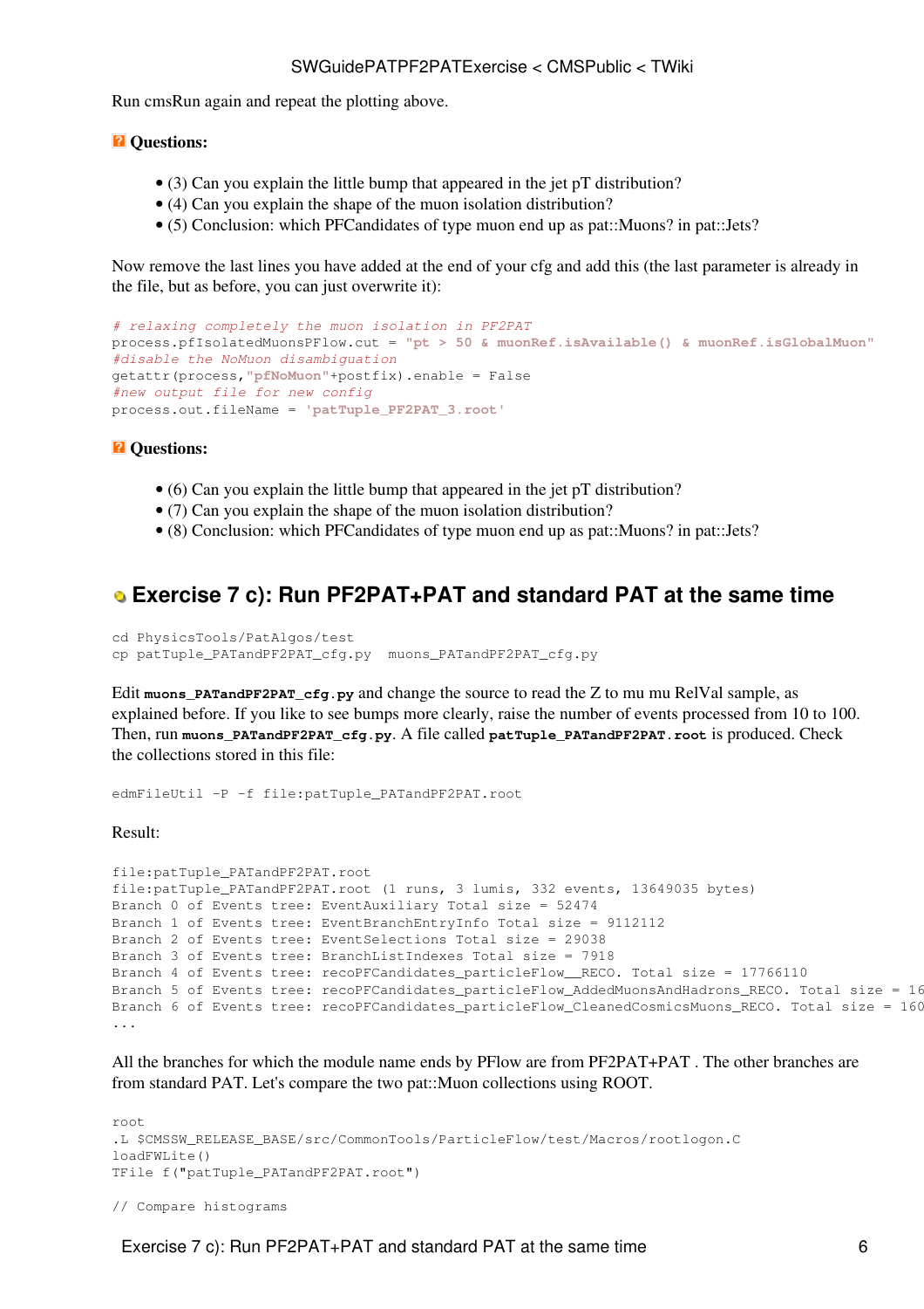Run cmsRun again and repeat the plotting above.

**Questions:**

- (3) Can you explain the little bump that appeared in the jet pT distribution?
- (4) Can you explain the shape of the muon isolation distribution?
- (5) Conclusion: which PFCandidates of type muon end up as pat::Muons? in pat::Jets?

Now remove the last lines you have added at the end of your cfg and add this (the last parameter is already in the file, but as before, you can just overwrite it):

```
# relaxing completely the muon isolation in PF2PAT
process.pfIsolatedMuonsPFlow.cut = "pt > 50 & muonRef.isAvailable() & muonRef.isGlobalMuon"
#disable the NoMuon disambiguation
getattr(process,"pfNoMuon"+postfix).enable = False
#new output file for new config
process.out.fileName = 'patTuple_PF2PAT_3.root'
```

**Questions:**

- (6) Can you explain the little bump that appeared in the jet pT distribution?
- (7) Can you explain the shape of the muon isolation distribution?
- (8) Conclusion: which PFCandidates of type muon end up as pat::Muons? in pat::Jets?

## Exercise 7 c): Run PF2PAT+PAT and standard PAT at the same time

```
cd PhysicsTools/PatAlgos/test
cp patTuple_PATandPF2PAT_cfg.py  muons_PATandPF2PAT_cfg.py
```

Edit **muons_PATandPF2PAT_cfg.py** and change the source to read the Z to mu mu RelVal sample, as explained before. If you like to see bumps more clearly, raise the number of events processed from 10 to 100. Then, run **muons_PATandPF2PAT_cfg.py**. A file called **patTuple_PATandPF2PAT.root** is produced. Check the collections stored in this file:

```
edmFileUtil -P -f file:patTuple_PATandPF2PAT.root
```

Result:

```
file:patTuple_PATandPF2PAT.root
file:patTuple_PATandPF2PAT.root (1 runs, 3 lumis, 332 events, 13649035 bytes)
Branch 0 of Events tree: EventAuxiliary Total size = 52474
Branch 1 of Events tree: EventBranchEntryInfo Total size = 9112112
Branch 2 of Events tree: EventSelections Total size = 29038
Branch 3 of Events tree: BranchListIndexes Total size = 7918
Branch 4 of Events tree: recoPFCandidates_particleFlow__RECO. Total size = 17766110
Branch 5 of Events tree: recoPFCandidates_particleFlow_AddedMuonsAndHadrons_RECO. Total size = 16
Branch 6 of Events tree: recoPFCandidates_particleFlow_CleanedCosmicsMuons_RECO. Total size = 160
...
```

All the branches for which the module name ends by PFlow are from PF2PAT+PAT . The other branches are from standard PAT. Let's compare the two pat::Muon collections using ROOT.

```
root
.L $CMSSW_RELEASE_BASE/src/CommonTools/ParticleFlow/test/Macros/rootlogon.C
loadFWLite()
TFile f("patTuple_PATandPF2PAT.root")

// Compare histograms
```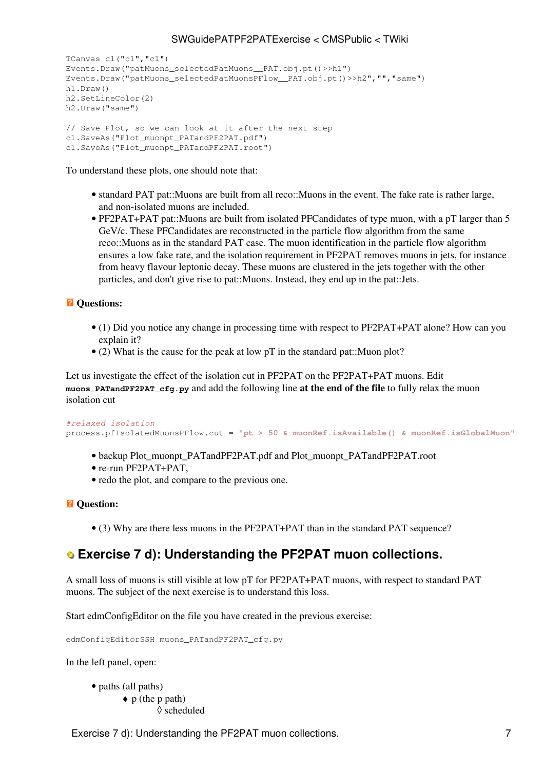```
TCanvas c1("c1","c1")
Events.Draw("patMuons_selectedPatMuons__PAT.obj.pt()>>h1")
Events.Draw("patMuons_selectedPatMuonsPFlow__PAT.obj.pt()>>h2","","same")
h1.Draw()
h2.SetLineColor(2)
h2.Draw("same")

// Save Plot, so we can look at it after the next step
c1.SaveAs("Plot_muonpt_PATandPF2PAT.pdf")
c1.SaveAs("Plot_muonpt_PATandPF2PAT.root")
```

To understand these plots, one should note that:

- standard PAT pat::Muons are built from all reco::Muons in the event. The fake rate is rather large, and non-isolated muons are included.
- PF2PAT+PAT pat::Muons are built from isolated PFCandidates of type muon, with a pT larger than 5 GeV/c. These PFCandidates are reconstructed in the particle flow algorithm from the same reco::Muons as in the standard PAT case. The muon identification in the particle flow algorithm ensures a low fake rate, and the isolation requirement in PF2PAT removes muons in jets, for instance from heavy flavour leptonic decay. These muons are clustered in the jets together with the other particles, and don't give rise to pat::Muons. Instead, they end up in the pat::Jets.

**Questions:**

- (1) Did you notice any change in processing time with respect to PF2PAT+PAT alone? How can you explain it?
- (2) What is the cause for the peak at low pT in the standard pat::Muon plot?

Let us investigate the effect of the isolation cut in PF2PAT on the PF2PAT+PAT muons. Edit **muons_PATandPF2PAT_cfg.py** and add the following line **at the end of the file** to fully relax the muon isolation cut

```
#relaxed isolation
process.pfIsolatedMuonsPFlow.cut = "pt > 50 & muonRef.isAvailable() & muonRef.isGlobalMuon"
```

- backup Plot_muonpt_PATandPF2PAT.pdf and Plot_muonpt_PATandPF2PAT.root
- re-run PF2PAT+PAT,
- redo the plot, and compare to the previous one.

**Question:**

- (3) Why are there less muons in the PF2PAT+PAT than in the standard PAT sequence?

## Exercise 7 d): Understanding the PF2PAT muon collections.

A small loss of muons is still visible at low pT for PF2PAT+PAT muons, with respect to standard PAT muons. The subject of the next exercise is to understand this loss.

Start edmConfigEditor on the file you have created in the previous exercise:

```
edmConfigEditorSSH muons_PATandPF2PAT_cfg.py
```

In the left panel, open:

- paths (all paths)
    - p (the p path)
        - scheduled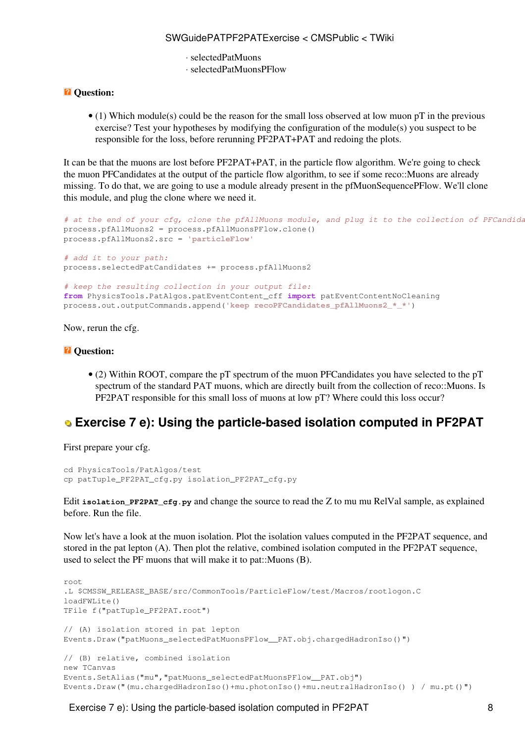- selectedPatMuons
- selectedPatMuonsPFlow

**Question:**

- (1) Which module(s) could be the reason for the small loss observed at low muon pT in the previous exercise? Test your hypotheses by modifying the configuration of the module(s) you suspect to be responsible for the loss, before rerunning PF2PAT+PAT and redoing the plots.

It can be that the muons are lost before PF2PAT+PAT, in the particle flow algorithm. We're going to check the muon PFCandidates at the output of the particle flow algorithm, to see if some reco::Muons are already missing. To do that, we are going to use a module already present in the pfMuonSequencePFlow. We'll clone this module, and plug the clone where we need it.

```
# at the end of your cfg, clone the pfAllMuons module, and plug it to the collection of PFCandida
process.pfAllMuons2 = process.pfAllMuonsPFlow.clone()
process.pfAllMuons2.src = 'particleFlow'

# add it to your path:
process.selectedPatCandidates += process.pfAllMuons2

# keep the resulting collection in your output file:
from PhysicsTools.PatAlgos.patEventContent_cff import patEventContentNoCleaning
process.out.outputCommands.append('keep recoPFCandidates_pfAllMuons2_*_*')
```

Now, rerun the cfg.

**Question:**

- (2) Within ROOT, compare the pT spectrum of the muon PFCandidates you have selected to the pT spectrum of the standard PAT muons, which are directly built from the collection of reco::Muons. Is PF2PAT responsible for this small loss of muons at low pT? Where could this loss occur?

## Exercise 7 e): Using the particle-based isolation computed in PF2PAT

First prepare your cfg.

```
cd PhysicsTools/PatAlgos/test
cp patTuple_PF2PAT_cfg.py isolation_PF2PAT_cfg.py
```

Edit **isolation_PF2PAT_cfg.py** and change the source to read the Z to mu mu RelVal sample, as explained before. Run the file.

Now let's have a look at the muon isolation. Plot the isolation values computed in the PF2PAT sequence, and stored in the pat lepton (A). Then plot the relative, combined isolation computed in the PF2PAT sequence, used to select the PF muons that will make it to pat::Muons (B).

```
root
.L $CMSSW_RELEASE_BASE/src/CommonTools/ParticleFlow/test/Macros/rootlogon.C
loadFWLite()
TFile f("patTuple_PF2PAT.root")

// (A) isolation stored in pat lepton
Events.Draw("patMuons_selectedPatMuonsPFlow__PAT.obj.chargedHadronIso()")

// (B) relative, combined isolation
new TCanvas
Events.SetAlias("mu","patMuons_selectedPatMuonsPFlow__PAT.obj")
Events.Draw("(mu.chargedHadronIso()+mu.photonIso()+mu.neutralHadronIso() ) / mu.pt()")
```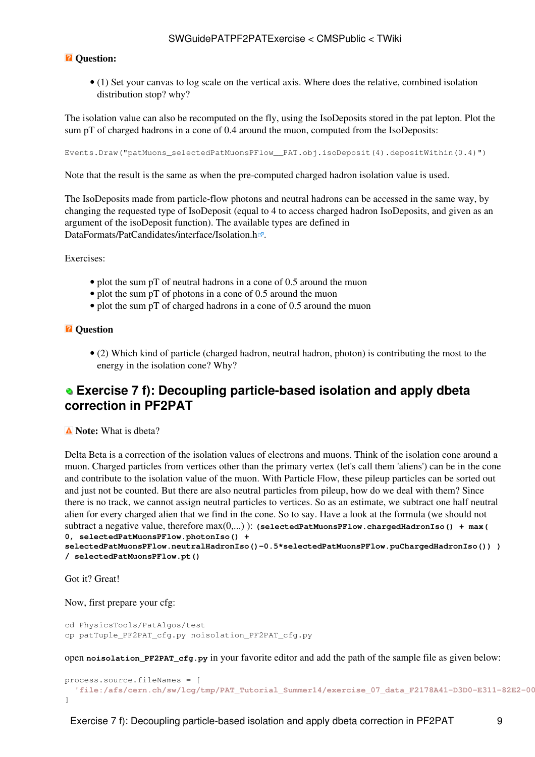**Question:**

- (1) Set your canvas to log scale on the vertical axis. Where does the relative, combined isolation distribution stop? why?

The isolation value can also be recomputed on the fly, using the IsoDeposits stored in the pat lepton. Plot the sum pT of charged hadrons in a cone of 0.4 around the muon, computed from the IsoDeposits:

```
Events.Draw("patMuons_selectedPatMuonsPFlow__PAT.obj.isoDeposit(4).depositWithin(0.4)")
```

Note that the result is the same as when the pre-computed charged hadron isolation value is used.

The IsoDeposits made from particle-flow photons and neutral hadrons can be accessed in the same way, by changing the requested type of IsoDeposit (equal to 4 to access charged hadron IsoDeposits, and given as an argument of the isoDeposit function). The available types are defined in DataFormats/PatCandidates/interface/Isolation.h.

Exercises:

- plot the sum pT of neutral hadrons in a cone of 0.5 around the muon
- plot the sum pT of photons in a cone of 0.5 around the muon
- plot the sum pT of charged hadrons in a cone of 0.5 around the muon

**Question**

- (2) Which kind of particle (charged hadron, neutral hadron, photon) is contributing the most to the energy in the isolation cone? Why?

## Exercise 7 f): Decoupling particle-based isolation and apply dbeta correction in PF2PAT

**Note:** What is dbeta?

Delta Beta is a correction of the isolation values of electrons and muons. Think of the isolation cone around a muon. Charged particles from vertices other than the primary vertex (let's call them 'aliens') can be in the cone and contribute to the isolation value of the muon. With Particle Flow, these pileup particles can be sorted out and just not be counted. But there are also neutral particles from pileup, how do we deal with them? Since there is no track, we cannot assign neutral particles to vertices. So as an estimate, we subtract one half neutral alien for every charged alien that we find in the cone. So to say. Have a look at the formula (we should not subtract a negative value, therefore max(0,...) ): **`(selectedPatMuonsPFlow.chargedHadronIso() + max( 0, selectedPatMuonsPFlow.photonIso() + selectedPatMuonsPFlow.neutralHadronIso()-0.5*selectedPatMuonsPFlow.puChargedHadronIso()) ) / selectedPatMuonsPFlow.pt()`**

Got it? Great!

Now, first prepare your cfg:

```
cd PhysicsTools/PatAlgos/test
cp patTuple_PF2PAT_cfg.py noisolation_PF2PAT_cfg.py
```

open **`noisolation_PF2PAT_cfg.py`** in your favorite editor and add the path of the sample file as given below:

```
process.source.fileNames = [
  'file:/afs/cern.ch/sw/lcg/tmp/PAT_Tutorial_Summer14/exercise_07_data_F2178A41-D3D0-E311-82E2-00
]
```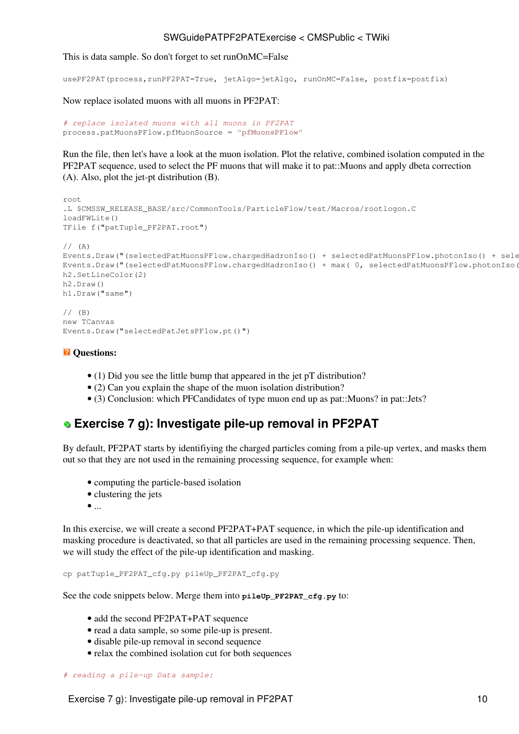This is data sample. So don't forget to set runOnMC=False

```
usePF2PAT(process,runPF2PAT=True, jetAlgo=jetAlgo, runOnMC=False, postfix=postfix)
```

Now replace isolated muons with all muons in PF2PAT:

```
# replace isolated muons with all muons in PF2PAT
process.patMuonsPFlow.pfMuonSource = "pfMuonsPFlow"
```

Run the file, then let's have a look at the muon isolation. Plot the relative, combined isolation computed in the PF2PAT sequence, used to select the PF muons that will make it to pat::Muons and apply dbeta correction (A). Also, plot the jet-pt distribution (B).

```
root
.L $CMSSW_RELEASE_BASE/src/CommonTools/ParticleFlow/test/Macros/rootlogon.C
loadFWLite()
TFile f("patTuple_PF2PAT.root")

// (A)
Events.Draw("(selectedPatMuonsPFlow.chargedHadronIso() + selectedPatMuonsPFlow.photonIso() + sele
Events.Draw("(selectedPatMuonsPFlow.chargedHadronIso() + max( 0, selectedPatMuonsPFlow.photonIso(
h2.SetLineColor(2)
h2.Draw()
h1.Draw("same")

// (B)
new TCanvas
Events.Draw("selectedPatJetsPFlow.pt()")
```

**Questions:**

- (1) Did you see the little bump that appeared in the jet pT distribution?
- (2) Can you explain the shape of the muon isolation distribution?
- (3) Conclusion: which PFCandidates of type muon end up as pat::Muons? in pat::Jets?

## Exercise 7 g): Investigate pile-up removal in PF2PAT

By default, PF2PAT starts by identifiying the charged particles coming from a pile-up vertex, and masks them out so that they are not used in the remaining processing sequence, for example when:

- computing the particle-based isolation
- clustering the jets
- ...

In this exercise, we will create a second PF2PAT+PAT sequence, in which the pile-up identification and masking procedure is deactivated, so that all particles are used in the remaining processing sequence. Then, we will study the effect of the pile-up identification and masking.

```
cp patTuple_PF2PAT_cfg.py pileUp_PF2PAT_cfg.py
```

See the code snippets below. Merge them into **`pileUp_PF2PAT_cfg.py`** to:

- add the second PF2PAT+PAT sequence
- read a data sample, so some pile-up is present.
- disable pile-up removal in second sequence
- relax the combined isolation cut for both sequences

```
# reading a pile-up Data sample:
```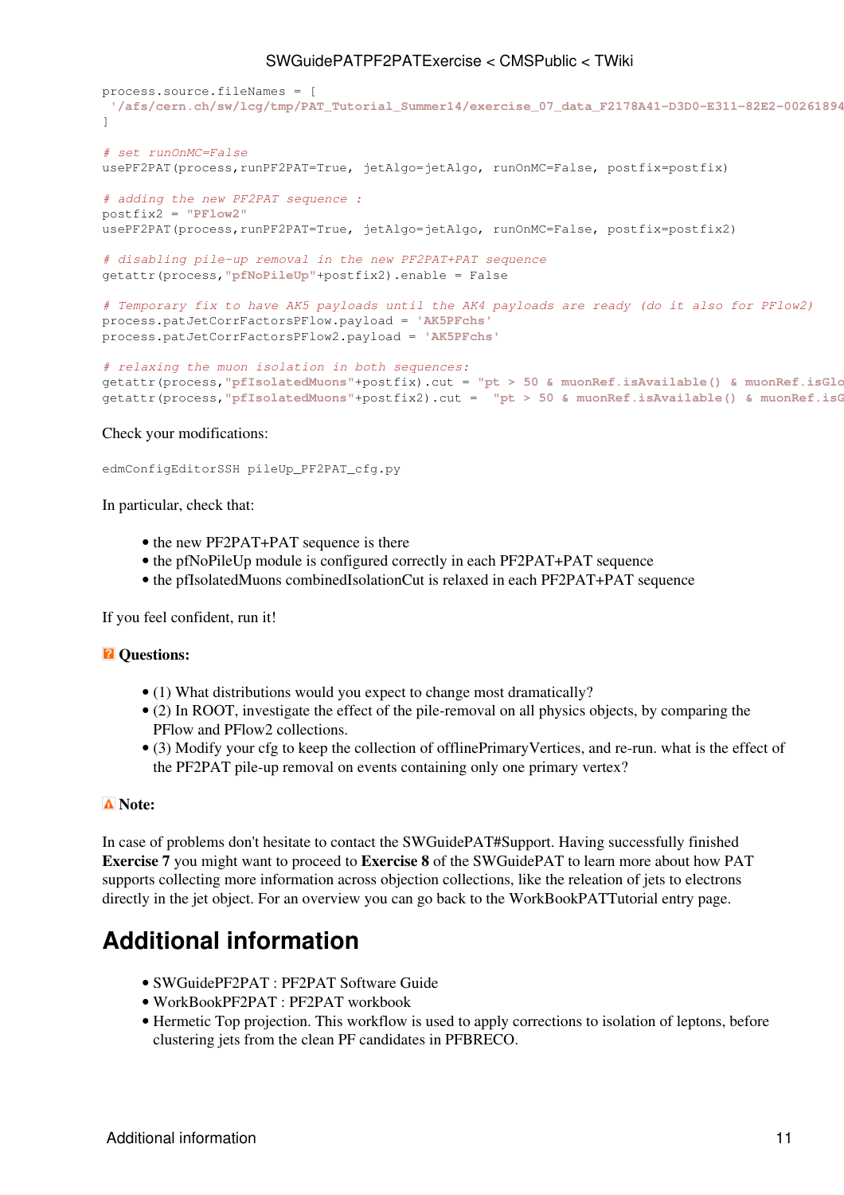```
process.source.fileNames = [
 '/afs/cern.ch/sw/lcg/tmp/PAT_Tutorial_Summer14/exercise_07_data_F2178A41-D3D0-E311-82E2-00261894
]

# set runOnMC=False
usePF2PAT(process,runPF2PAT=True, jetAlgo=jetAlgo, runOnMC=False, postfix=postfix)

# adding the new PF2PAT sequence :
postfix2 = "PFlow2"
usePF2PAT(process,runPF2PAT=True, jetAlgo=jetAlgo, runOnMC=False, postfix=postfix2)

# disabling pile-up removal in the new PF2PAT+PAT sequence
getattr(process,"pfNoPileUp"+postfix2).enable = False

# Temporary fix to have AK5 payloads until the AK4 payloads are ready (do it also for PFlow2)
process.patJetCorrFactorsPFlow.payload = 'AK5PFchs'
process.patJetCorrFactorsPFlow2.payload = 'AK5PFchs'

# relaxing the muon isolation in both sequences:
getattr(process,"pfIsolatedMuons"+postfix).cut = "pt > 50 & muonRef.isAvailable() & muonRef.isGlo
getattr(process,"pfIsolatedMuons"+postfix2).cut =  "pt > 50 & muonRef.isAvailable() & muonRef.isG
```

Check your modifications:

```
edmConfigEditorSSH pileUp_PF2PAT_cfg.py
```

In particular, check that:

- the new PF2PAT+PAT sequence is there
- the pfNoPileUp module is configured correctly in each PF2PAT+PAT sequence
- the pfIsolatedMuons combinedIsolationCut is relaxed in each PF2PAT+PAT sequence

If you feel confident, run it!

**Questions:**

- (1) What distributions would you expect to change most dramatically?
- (2) In ROOT, investigate the effect of the pile-removal on all physics objects, by comparing the PFlow and PFlow2 collections.
- (3) Modify your cfg to keep the collection of offlinePrimaryVertices, and re-run. what is the effect of the PF2PAT pile-up removal on events containing only one primary vertex?

**Note:**

In case of problems don't hesitate to contact the SWGuidePAT#Support. Having successfully finished **Exercise 7** you might want to proceed to **Exercise 8** of the SWGuidePAT to learn more about how PAT supports collecting more information across objection collections, like the releation of jets to electrons directly in the jet object. For an overview you can go back to the WorkBookPATTutorial entry page.

# Additional information

- SWGuidePF2PAT : PF2PAT Software Guide
- WorkBookPF2PAT : PF2PAT workbook
- Hermetic Top projection. This workflow is used to apply corrections to isolation of leptons, before clustering jets from the clean PF candidates in PFBRECO.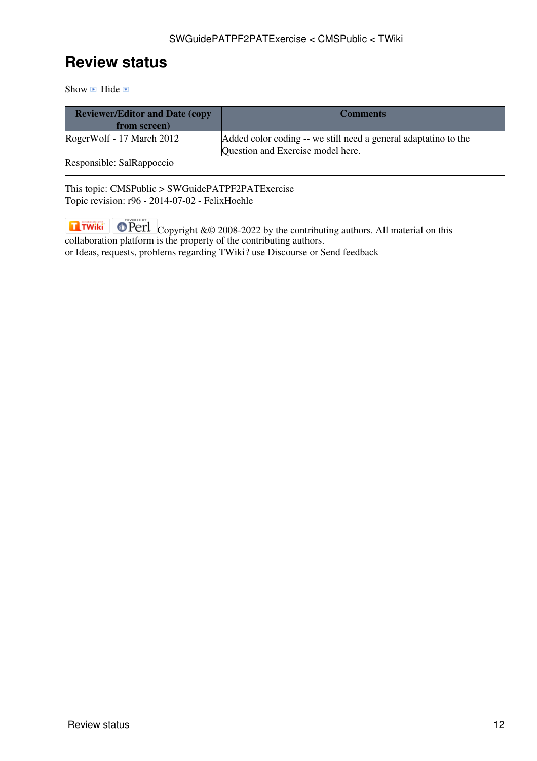## Review status

Show ▸ Hide ▾

| Reviewer/Editor and Date (copy from screen) | Comments |
| --- | --- |
| RogerWolf - 17 March 2012 | Added color coding -- we still need a general adaptatino to the Question and Exercise model here. |

Responsible: SalRappoccio

---

This topic: CMSPublic > SWGuidePATPF2PATExercise
Topic revision: r96 - 2014-07-02 - FelixHoehle

Copyright &© 2008-2022 by the contributing authors. All material on this collaboration platform is the property of the contributing authors.
or Ideas, requests, problems regarding TWiki? use Discourse or Send feedback